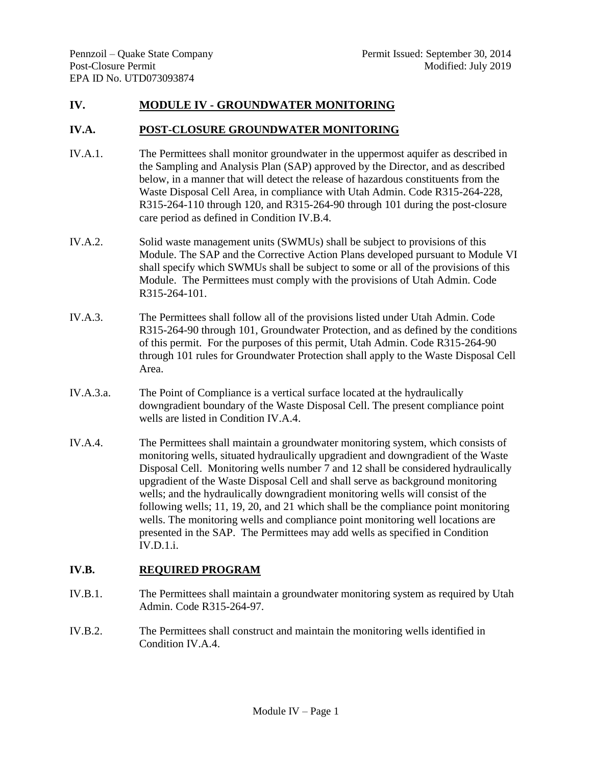# IV. MODULE IV - GROUNDWATER MONITORING

## IV.A. POST-CLOSURE GROUNDWATER MONITORING

IV.A.1. The Permittees shall monitor groundwater in the uppermost aquifer as described in the Sampling and Analysis Plan (SAP) approved by the Director, and as described below, in a manner that will detect the release of hazardous constituents from the Waste Disposal Cell Area, in compliance with Utah Admin. Code R315-264-228, R315-264-110 through 120, and R315-264-90 through 101 during the post-closure care period as defined in Condition IV.B.4.

IV.A.2. Solid waste management units (SWMUs) shall be subject to provisions of this Module. The SAP and the Corrective Action Plans developed pursuant to Module VI shall specify which SWMUs shall be subject to some or all of the provisions of this Module. The Permittees must comply with the provisions of Utah Admin. Code R315-264-101.

IV.A.3. The Permittees shall follow all of the provisions listed under Utah Admin. Code R315-264-90 through 101, Groundwater Protection, and as defined by the conditions of this permit. For the purposes of this permit, Utah Admin. Code R315-264-90 through 101 rules for Groundwater Protection shall apply to the Waste Disposal Cell Area.

IV.A.3.a. The Point of Compliance is a vertical surface located at the hydraulically downgradient boundary of the Waste Disposal Cell. The present compliance point wells are listed in Condition IV.A.4.

IV.A.4. The Permittees shall maintain a groundwater monitoring system, which consists of monitoring wells, situated hydraulically upgradient and downgradient of the Waste Disposal Cell. Monitoring wells number 7 and 12 shall be considered hydraulically upgradient of the Waste Disposal Cell and shall serve as background monitoring wells; and the hydraulically downgradient monitoring wells will consist of the following wells; 11, 19, 20, and 21 which shall be the compliance point monitoring wells. The monitoring wells and compliance point monitoring well locations are presented in the SAP. The Permittees may add wells as specified in Condition IV.D.1.i.

## IV.B. REQUIRED PROGRAM

IV.B.1. The Permittees shall maintain a groundwater monitoring system as required by Utah Admin. Code R315-264-97.

IV.B.2. The Permittees shall construct and maintain the monitoring wells identified in Condition IV.A.4.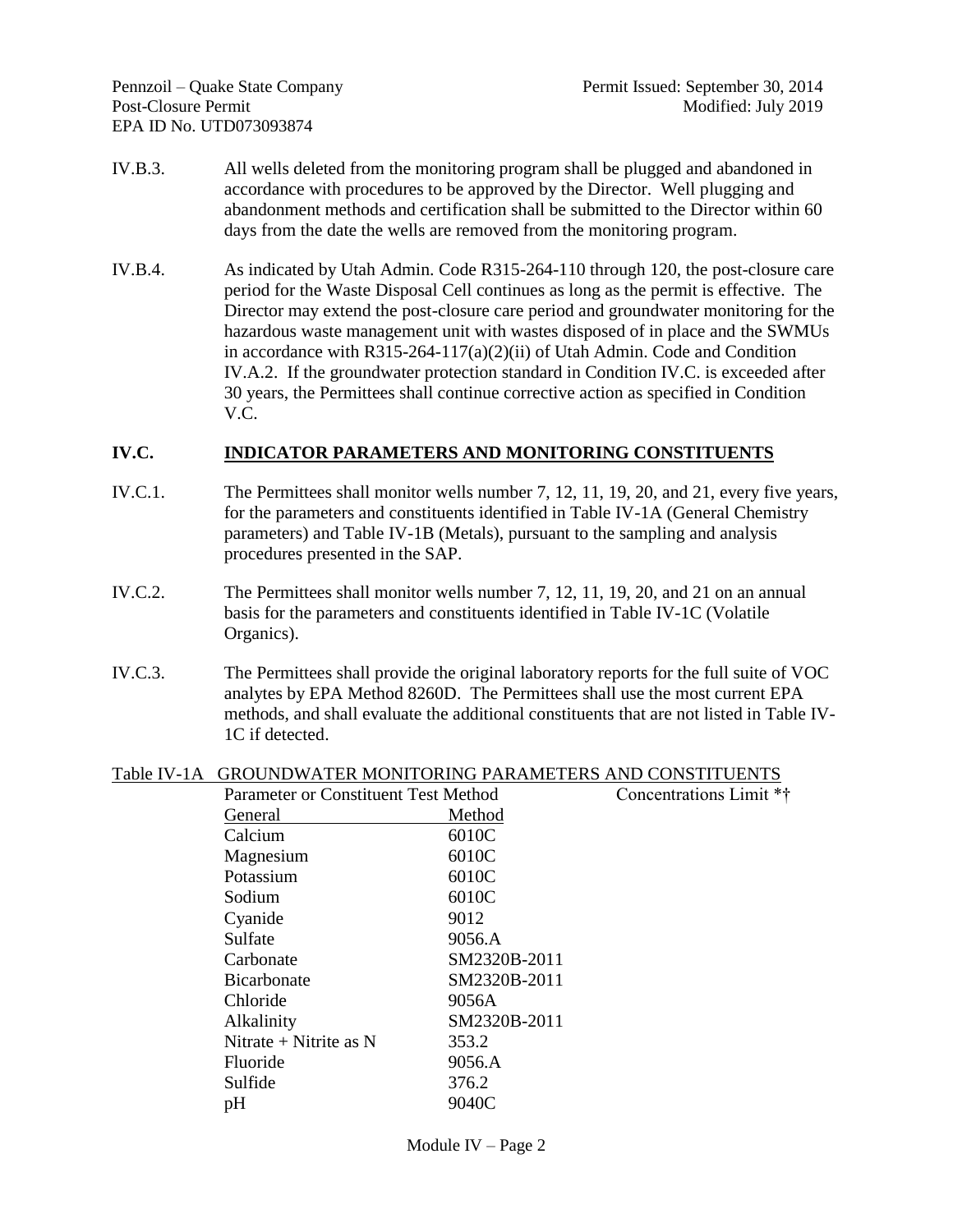IV.B.3. All wells deleted from the monitoring program shall be plugged and abandoned in accordance with procedures to be approved by the Director. Well plugging and abandonment methods and certification shall be submitted to the Director within 60 days from the date the wells are removed from the monitoring program.

IV.B.4. As indicated by Utah Admin. Code R315-264-110 through 120, the post-closure care period for the Waste Disposal Cell continues as long as the permit is effective. The Director may extend the post-closure care period and groundwater monitoring for the hazardous waste management unit with wastes disposed of in place and the SWMUs in accordance with R315-264-117(a)(2)(ii) of Utah Admin. Code and Condition IV.A.2. If the groundwater protection standard in Condition IV.C. is exceeded after 30 years, the Permittees shall continue corrective action as specified in Condition V.C.

## IV.C. INDICATOR PARAMETERS AND MONITORING CONSTITUENTS

IV.C.1. The Permittees shall monitor wells number 7, 12, 11, 19, 20, and 21, every five years, for the parameters and constituents identified in Table IV-1A (General Chemistry parameters) and Table IV-1B (Metals), pursuant to the sampling and analysis procedures presented in the SAP.

IV.C.2. The Permittees shall monitor wells number 7, 12, 11, 19, 20, and 21 on an annual basis for the parameters and constituents identified in Table IV-1C (Volatile Organics).

IV.C.3. The Permittees shall provide the original laboratory reports for the full suite of VOC analytes by EPA Method 8260D. The Permittees shall use the most current EPA methods, and shall evaluate the additional constituents that are not listed in Table IV-1C if detected.

Table IV-1A GROUNDWATER MONITORING PARAMETERS AND CONSTITUENTS

| Parameter or Constituent Test Method | | Concentrations Limit *† |
|---|---|---|
| General | Method | |
| Calcium | 6010C | |
| Magnesium | 6010C | |
| Potassium | 6010C | |
| Sodium | 6010C | |
| Cyanide | 9012 | |
| Sulfate | 9056.A | |
| Carbonate | SM2320B-2011 | |
| Bicarbonate | SM2320B-2011 | |
| Chloride | 9056A | |
| Alkalinity | SM2320B-2011 | |
| Nitrate + Nitrite as N | 353.2 | |
| Fluoride | 9056.A | |
| Sulfide | 376.2 | |
| pH | 9040C | |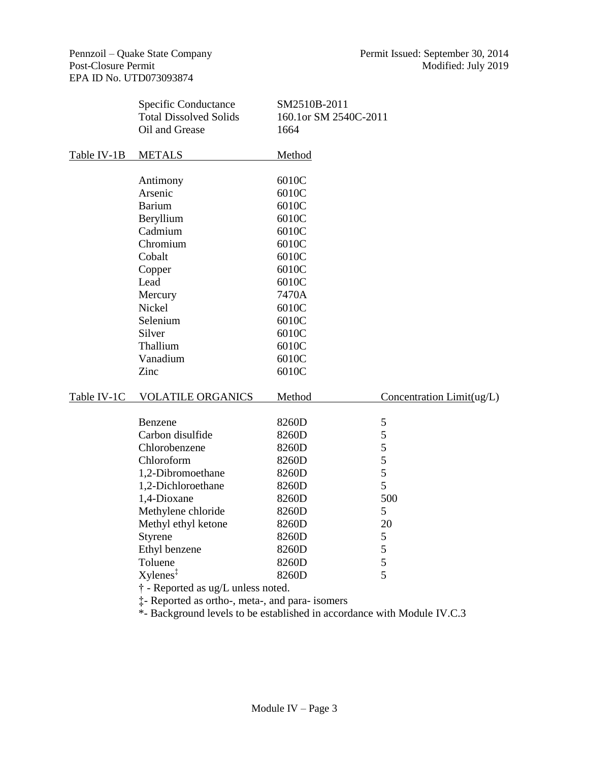| | | |
|---|---|---|
| Specific Conductance | SM2510B-2011 | |
| Total Dissolved Solids | 160.1or SM 2540C-2011 | |
| Oil and Grease | 1664 | |

Table IV-1B

| METALS | Method |
|---|---|
| Antimony | 6010C |
| Arsenic | 6010C |
| Barium | 6010C |
| Beryllium | 6010C |
| Cadmium | 6010C |
| Chromium | 6010C |
| Cobalt | 6010C |
| Copper | 6010C |
| Lead | 6010C |
| Mercury | 7470A |
| Nickel | 6010C |
| Selenium | 6010C |
| Silver | 6010C |
| Thallium | 6010C |
| Vanadium | 6010C |
| Zinc | 6010C |

Table IV-1C

| VOLATILE ORGANICS | Method | Concentration Limit(ug/L) |
|---|---|---|
| Benzene | 8260D | 5 |
| Carbon disulfide | 8260D | 5 |
| Chlorobenzene | 8260D | 5 |
| Chloroform | 8260D | 5 |
| 1,2-Dibromoethane | 8260D | 5 |
| 1,2-Dichloroethane | 8260D | 5 |
| 1,4-Dioxane | 8260D | 500 |
| Methylene chloride | 8260D | 5 |
| Methyl ethyl ketone | 8260D | 20 |
| Styrene | 8260D | 5 |
| Ethyl benzene | 8260D | 5 |
| Toluene | 8260D | 5 |
| Xylenes‡ | 8260D | 5 |

† - Reported as ug/L unless noted.

‡- Reported as ortho-, meta-, and para- isomers

*- Background levels to be established in accordance with Module IV.C.3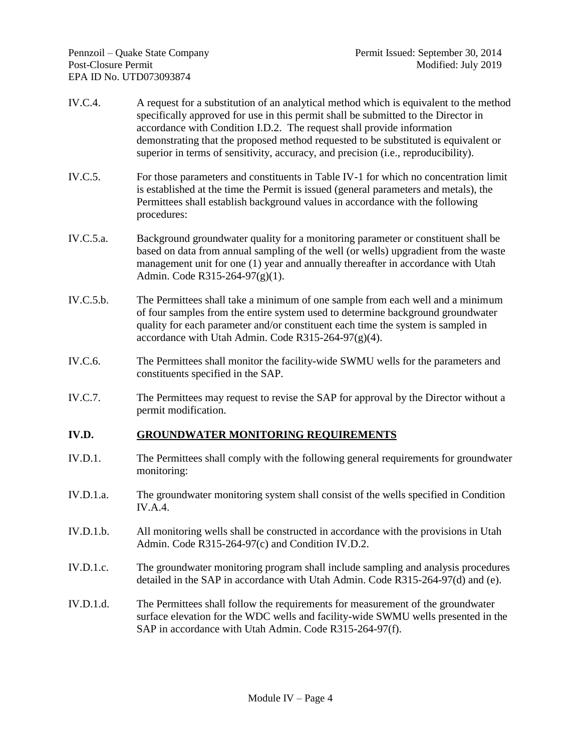IV.C.4. A request for a substitution of an analytical method which is equivalent to the method specifically approved for use in this permit shall be submitted to the Director in accordance with Condition I.D.2. The request shall provide information demonstrating that the proposed method requested to be substituted is equivalent or superior in terms of sensitivity, accuracy, and precision (i.e., reproducibility).

IV.C.5. For those parameters and constituents in Table IV-1 for which no concentration limit is established at the time the Permit is issued (general parameters and metals), the Permittees shall establish background values in accordance with the following procedures:

IV.C.5.a. Background groundwater quality for a monitoring parameter or constituent shall be based on data from annual sampling of the well (or wells) upgradient from the waste management unit for one (1) year and annually thereafter in accordance with Utah Admin. Code R315-264-97(g)(1).

IV.C.5.b. The Permittees shall take a minimum of one sample from each well and a minimum of four samples from the entire system used to determine background groundwater quality for each parameter and/or constituent each time the system is sampled in accordance with Utah Admin. Code R315-264-97(g)(4).

IV.C.6. The Permittees shall monitor the facility-wide SWMU wells for the parameters and constituents specified in the SAP.

IV.C.7. The Permittees may request to revise the SAP for approval by the Director without a permit modification.

## IV.D. GROUNDWATER MONITORING REQUIREMENTS

IV.D.1. The Permittees shall comply with the following general requirements for groundwater monitoring:

IV.D.1.a. The groundwater monitoring system shall consist of the wells specified in Condition IV.A.4.

IV.D.1.b. All monitoring wells shall be constructed in accordance with the provisions in Utah Admin. Code R315-264-97(c) and Condition IV.D.2.

IV.D.1.c. The groundwater monitoring program shall include sampling and analysis procedures detailed in the SAP in accordance with Utah Admin. Code R315-264-97(d) and (e).

IV.D.1.d. The Permittees shall follow the requirements for measurement of the groundwater surface elevation for the WDC wells and facility-wide SWMU wells presented in the SAP in accordance with Utah Admin. Code R315-264-97(f).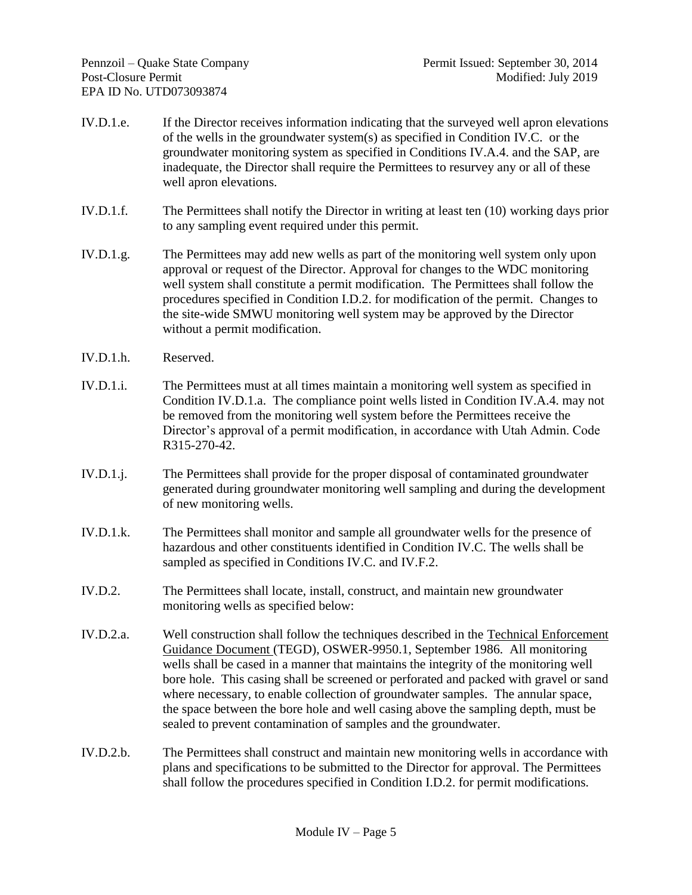IV.D.1.e. If the Director receives information indicating that the surveyed well apron elevations of the wells in the groundwater system(s) as specified in Condition IV.C. or the groundwater monitoring system as specified in Conditions IV.A.4. and the SAP, are inadequate, the Director shall require the Permittees to resurvey any or all of these well apron elevations.

IV.D.1.f. The Permittees shall notify the Director in writing at least ten (10) working days prior to any sampling event required under this permit.

IV.D.1.g. The Permittees may add new wells as part of the monitoring well system only upon approval or request of the Director. Approval for changes to the WDC monitoring well system shall constitute a permit modification. The Permittees shall follow the procedures specified in Condition I.D.2. for modification of the permit. Changes to the site-wide SMWU monitoring well system may be approved by the Director without a permit modification.

IV.D.1.h. Reserved.

IV.D.1.i. The Permittees must at all times maintain a monitoring well system as specified in Condition IV.D.1.a. The compliance point wells listed in Condition IV.A.4. may not be removed from the monitoring well system before the Permittees receive the Director's approval of a permit modification, in accordance with Utah Admin. Code R315-270-42.

IV.D.1.j. The Permittees shall provide for the proper disposal of contaminated groundwater generated during groundwater monitoring well sampling and during the development of new monitoring wells.

IV.D.1.k. The Permittees shall monitor and sample all groundwater wells for the presence of hazardous and other constituents identified in Condition IV.C. The wells shall be sampled as specified in Conditions IV.C. and IV.F.2.

IV.D.2. The Permittees shall locate, install, construct, and maintain new groundwater monitoring wells as specified below:

IV.D.2.a. Well construction shall follow the techniques described in the Technical Enforcement Guidance Document (TEGD), OSWER-9950.1, September 1986. All monitoring wells shall be cased in a manner that maintains the integrity of the monitoring well bore hole. This casing shall be screened or perforated and packed with gravel or sand where necessary, to enable collection of groundwater samples. The annular space, the space between the bore hole and well casing above the sampling depth, must be sealed to prevent contamination of samples and the groundwater.

IV.D.2.b. The Permittees shall construct and maintain new monitoring wells in accordance with plans and specifications to be submitted to the Director for approval. The Permittees shall follow the procedures specified in Condition I.D.2. for permit modifications.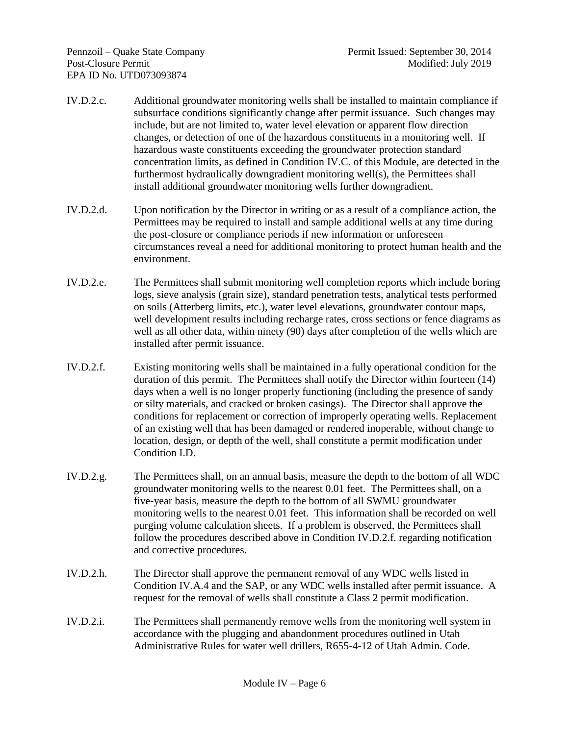IV.D.2.c. Additional groundwater monitoring wells shall be installed to maintain compliance if subsurface conditions significantly change after permit issuance. Such changes may include, but are not limited to, water level elevation or apparent flow direction changes, or detection of one of the hazardous constituents in a monitoring well. If hazardous waste constituents exceeding the groundwater protection standard concentration limits, as defined in Condition IV.C. of this Module, are detected in the furthermost hydraulically downgradient monitoring well(s), the Permittees shall install additional groundwater monitoring wells further downgradient.

IV.D.2.d. Upon notification by the Director in writing or as a result of a compliance action, the Permittees may be required to install and sample additional wells at any time during the post-closure or compliance periods if new information or unforeseen circumstances reveal a need for additional monitoring to protect human health and the environment.

IV.D.2.e. The Permittees shall submit monitoring well completion reports which include boring logs, sieve analysis (grain size), standard penetration tests, analytical tests performed on soils (Atterberg limits, etc.), water level elevations, groundwater contour maps, well development results including recharge rates, cross sections or fence diagrams as well as all other data, within ninety (90) days after completion of the wells which are installed after permit issuance.

IV.D.2.f. Existing monitoring wells shall be maintained in a fully operational condition for the duration of this permit. The Permittees shall notify the Director within fourteen (14) days when a well is no longer properly functioning (including the presence of sandy or silty materials, and cracked or broken casings). The Director shall approve the conditions for replacement or correction of improperly operating wells. Replacement of an existing well that has been damaged or rendered inoperable, without change to location, design, or depth of the well, shall constitute a permit modification under Condition I.D.

IV.D.2.g. The Permittees shall, on an annual basis, measure the depth to the bottom of all WDC groundwater monitoring wells to the nearest 0.01 feet. The Permittees shall, on a five-year basis, measure the depth to the bottom of all SWMU groundwater monitoring wells to the nearest 0.01 feet. This information shall be recorded on well purging volume calculation sheets. If a problem is observed, the Permittees shall follow the procedures described above in Condition IV.D.2.f. regarding notification and corrective procedures.

IV.D.2.h. The Director shall approve the permanent removal of any WDC wells listed in Condition IV.A.4 and the SAP, or any WDC wells installed after permit issuance. A request for the removal of wells shall constitute a Class 2 permit modification.

IV.D.2.i. The Permittees shall permanently remove wells from the monitoring well system in accordance with the plugging and abandonment procedures outlined in Utah Administrative Rules for water well drillers, R655-4-12 of Utah Admin. Code.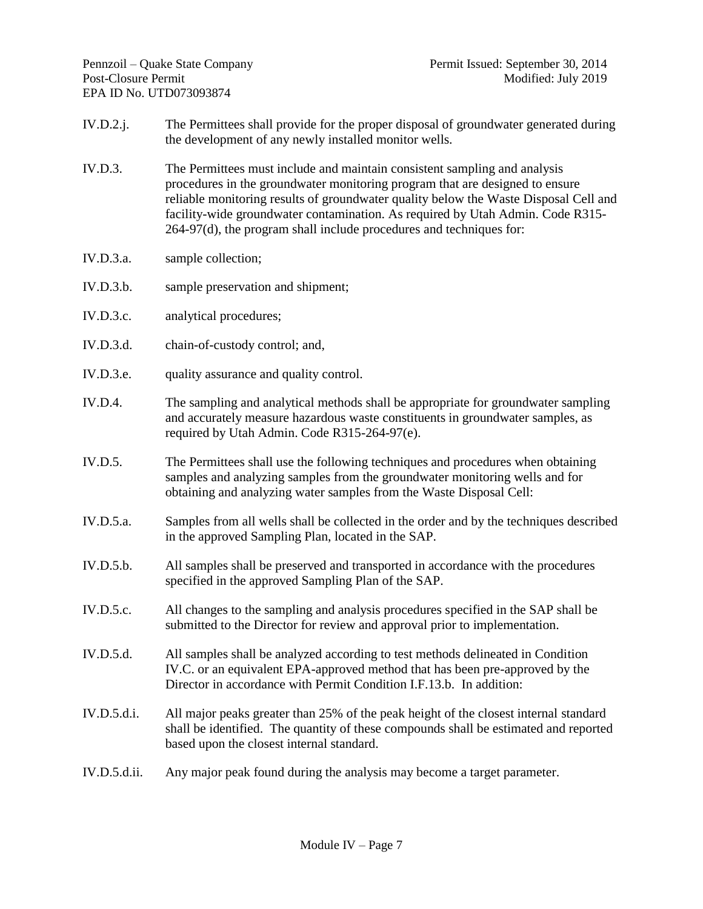IV.D.2.j. The Permittees shall provide for the proper disposal of groundwater generated during the development of any newly installed monitor wells.

IV.D.3. The Permittees must include and maintain consistent sampling and analysis procedures in the groundwater monitoring program that are designed to ensure reliable monitoring results of groundwater quality below the Waste Disposal Cell and facility-wide groundwater contamination. As required by Utah Admin. Code R315-264-97(d), the program shall include procedures and techniques for:

IV.D.3.a. sample collection;

IV.D.3.b. sample preservation and shipment;

IV.D.3.c. analytical procedures;

IV.D.3.d. chain-of-custody control; and,

IV.D.3.e. quality assurance and quality control.

IV.D.4. The sampling and analytical methods shall be appropriate for groundwater sampling and accurately measure hazardous waste constituents in groundwater samples, as required by Utah Admin. Code R315-264-97(e).

IV.D.5. The Permittees shall use the following techniques and procedures when obtaining samples and analyzing samples from the groundwater monitoring wells and for obtaining and analyzing water samples from the Waste Disposal Cell:

IV.D.5.a. Samples from all wells shall be collected in the order and by the techniques described in the approved Sampling Plan, located in the SAP.

IV.D.5.b. All samples shall be preserved and transported in accordance with the procedures specified in the approved Sampling Plan of the SAP.

IV.D.5.c. All changes to the sampling and analysis procedures specified in the SAP shall be submitted to the Director for review and approval prior to implementation.

IV.D.5.d. All samples shall be analyzed according to test methods delineated in Condition IV.C. or an equivalent EPA-approved method that has been pre-approved by the Director in accordance with Permit Condition I.F.13.b. In addition:

IV.D.5.d.i. All major peaks greater than 25% of the peak height of the closest internal standard shall be identified. The quantity of these compounds shall be estimated and reported based upon the closest internal standard.

IV.D.5.d.ii. Any major peak found during the analysis may become a target parameter.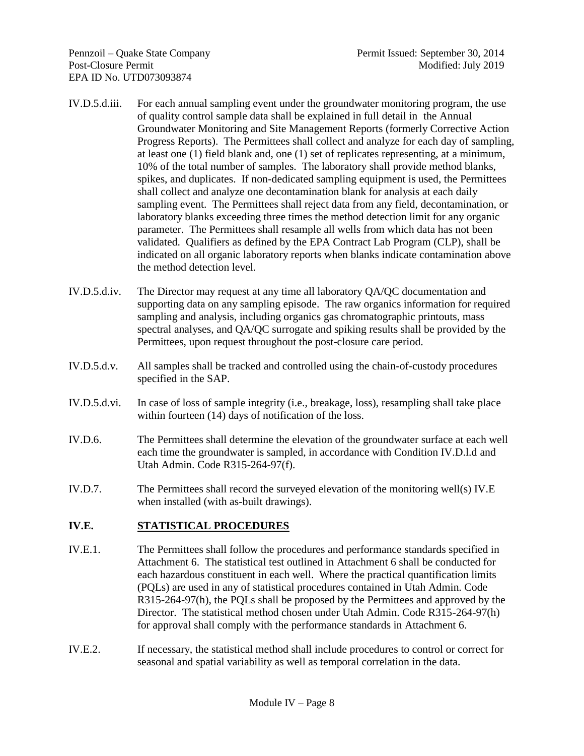IV.D.5.d.iii. For each annual sampling event under the groundwater monitoring program, the use of quality control sample data shall be explained in full detail in the Annual Groundwater Monitoring and Site Management Reports (formerly Corrective Action Progress Reports). The Permittees shall collect and analyze for each day of sampling, at least one (1) field blank and, one (1) set of replicates representing, at a minimum, 10% of the total number of samples. The laboratory shall provide method blanks, spikes, and duplicates. If non-dedicated sampling equipment is used, the Permittees shall collect and analyze one decontamination blank for analysis at each daily sampling event. The Permittees shall reject data from any field, decontamination, or laboratory blanks exceeding three times the method detection limit for any organic parameter. The Permittees shall resample all wells from which data has not been validated. Qualifiers as defined by the EPA Contract Lab Program (CLP), shall be indicated on all organic laboratory reports when blanks indicate contamination above the method detection level.

IV.D.5.d.iv. The Director may request at any time all laboratory QA/QC documentation and supporting data on any sampling episode. The raw organics information for required sampling and analysis, including organics gas chromatographic printouts, mass spectral analyses, and QA/QC surrogate and spiking results shall be provided by the Permittees, upon request throughout the post-closure care period.

IV.D.5.d.v. All samples shall be tracked and controlled using the chain-of-custody procedures specified in the SAP.

IV.D.5.d.vi. In case of loss of sample integrity (i.e., breakage, loss), resampling shall take place within fourteen (14) days of notification of the loss.

IV.D.6. The Permittees shall determine the elevation of the groundwater surface at each well each time the groundwater is sampled, in accordance with Condition IV.D.l.d and Utah Admin. Code R315-264-97(f).

IV.D.7. The Permittees shall record the surveyed elevation of the monitoring well(s) IV.E when installed (with as-built drawings).

## IV.E. STATISTICAL PROCEDURES

IV.E.1. The Permittees shall follow the procedures and performance standards specified in Attachment 6. The statistical test outlined in Attachment 6 shall be conducted for each hazardous constituent in each well. Where the practical quantification limits (PQLs) are used in any of statistical procedures contained in Utah Admin. Code R315-264-97(h), the PQLs shall be proposed by the Permittees and approved by the Director. The statistical method chosen under Utah Admin. Code R315-264-97(h) for approval shall comply with the performance standards in Attachment 6.

IV.E.2. If necessary, the statistical method shall include procedures to control or correct for seasonal and spatial variability as well as temporal correlation in the data.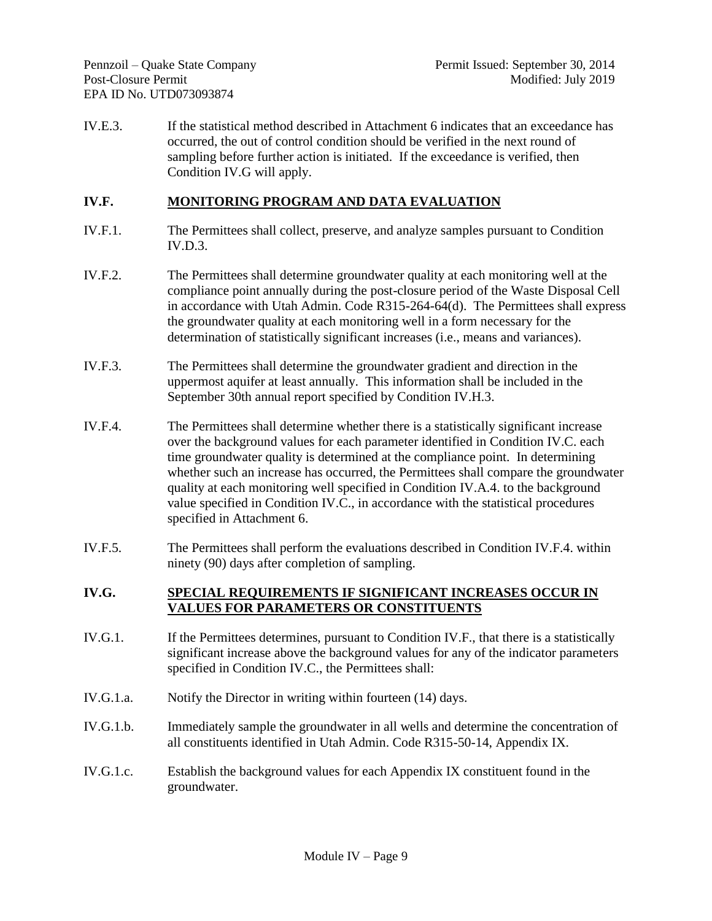IV.E.3. If the statistical method described in Attachment 6 indicates that an exceedance has occurred, the out of control condition should be verified in the next round of sampling before further action is initiated. If the exceedance is verified, then Condition IV.G will apply.

## IV.F. MONITORING PROGRAM AND DATA EVALUATION

IV.F.1. The Permittees shall collect, preserve, and analyze samples pursuant to Condition IV.D.3.

IV.F.2. The Permittees shall determine groundwater quality at each monitoring well at the compliance point annually during the post-closure period of the Waste Disposal Cell in accordance with Utah Admin. Code R315-264-64(d). The Permittees shall express the groundwater quality at each monitoring well in a form necessary for the determination of statistically significant increases (i.e., means and variances).

IV.F.3. The Permittees shall determine the groundwater gradient and direction in the uppermost aquifer at least annually. This information shall be included in the September 30th annual report specified by Condition IV.H.3.

IV.F.4. The Permittees shall determine whether there is a statistically significant increase over the background values for each parameter identified in Condition IV.C. each time groundwater quality is determined at the compliance point. In determining whether such an increase has occurred, the Permittees shall compare the groundwater quality at each monitoring well specified in Condition IV.A.4. to the background value specified in Condition IV.C., in accordance with the statistical procedures specified in Attachment 6.

IV.F.5. The Permittees shall perform the evaluations described in Condition IV.F.4. within ninety (90) days after completion of sampling.

## IV.G. SPECIAL REQUIREMENTS IF SIGNIFICANT INCREASES OCCUR IN VALUES FOR PARAMETERS OR CONSTITUENTS

IV.G.1. If the Permittees determines, pursuant to Condition IV.F., that there is a statistically significant increase above the background values for any of the indicator parameters specified in Condition IV.C., the Permittees shall:

IV.G.1.a. Notify the Director in writing within fourteen (14) days.

IV.G.1.b. Immediately sample the groundwater in all wells and determine the concentration of all constituents identified in Utah Admin. Code R315-50-14, Appendix IX.

IV.G.1.c. Establish the background values for each Appendix IX constituent found in the groundwater.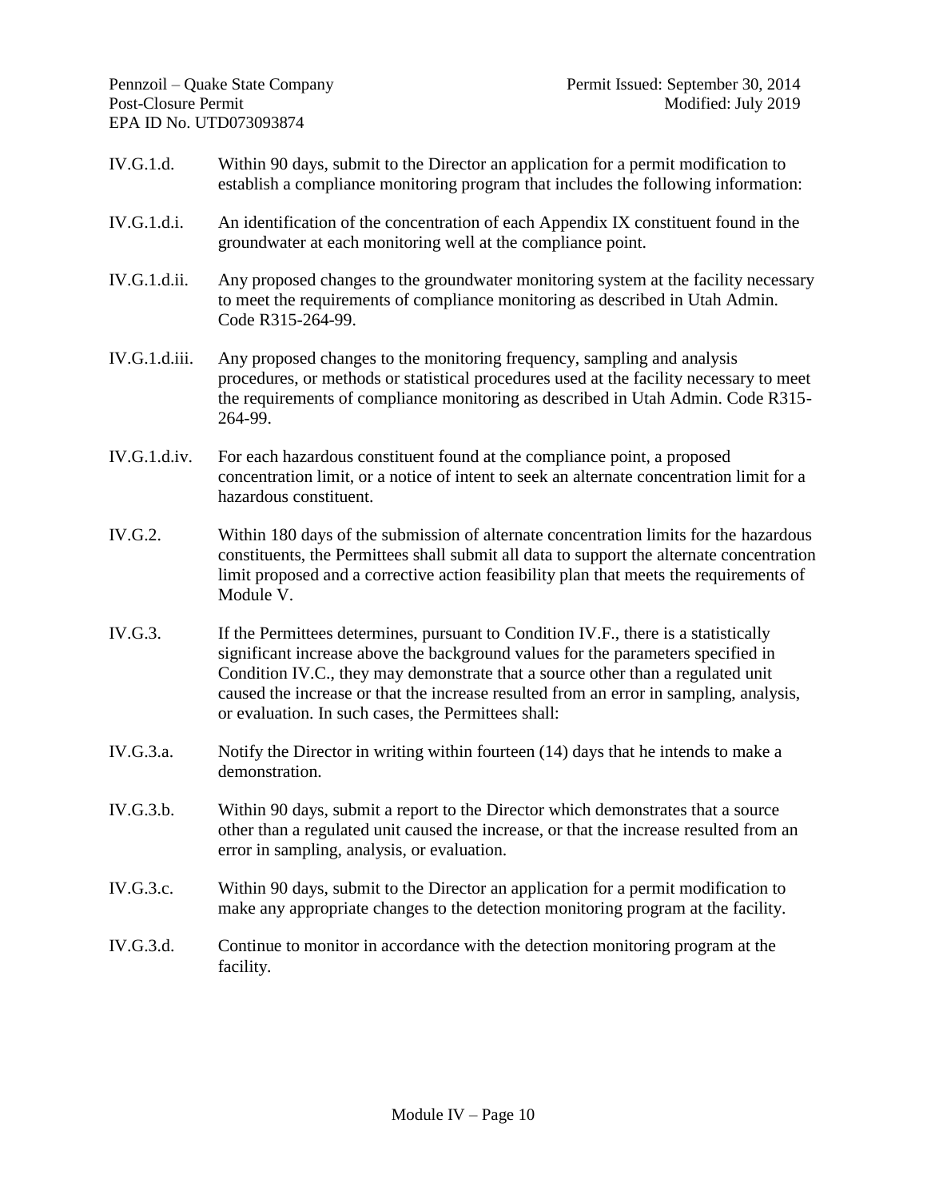IV.G.1.d. Within 90 days, submit to the Director an application for a permit modification to establish a compliance monitoring program that includes the following information:

IV.G.1.d.i. An identification of the concentration of each Appendix IX constituent found in the groundwater at each monitoring well at the compliance point.

IV.G.1.d.ii. Any proposed changes to the groundwater monitoring system at the facility necessary to meet the requirements of compliance monitoring as described in Utah Admin. Code R315-264-99.

IV.G.1.d.iii. Any proposed changes to the monitoring frequency, sampling and analysis procedures, or methods or statistical procedures used at the facility necessary to meet the requirements of compliance monitoring as described in Utah Admin. Code R315-264-99.

IV.G.1.d.iv. For each hazardous constituent found at the compliance point, a proposed concentration limit, or a notice of intent to seek an alternate concentration limit for a hazardous constituent.

IV.G.2. Within 180 days of the submission of alternate concentration limits for the hazardous constituents, the Permittees shall submit all data to support the alternate concentration limit proposed and a corrective action feasibility plan that meets the requirements of Module V.

IV.G.3. If the Permittees determines, pursuant to Condition IV.F., there is a statistically significant increase above the background values for the parameters specified in Condition IV.C., they may demonstrate that a source other than a regulated unit caused the increase or that the increase resulted from an error in sampling, analysis, or evaluation. In such cases, the Permittees shall:

IV.G.3.a. Notify the Director in writing within fourteen (14) days that he intends to make a demonstration.

IV.G.3.b. Within 90 days, submit a report to the Director which demonstrates that a source other than a regulated unit caused the increase, or that the increase resulted from an error in sampling, analysis, or evaluation.

IV.G.3.c. Within 90 days, submit to the Director an application for a permit modification to make any appropriate changes to the detection monitoring program at the facility.

IV.G.3.d. Continue to monitor in accordance with the detection monitoring program at the facility.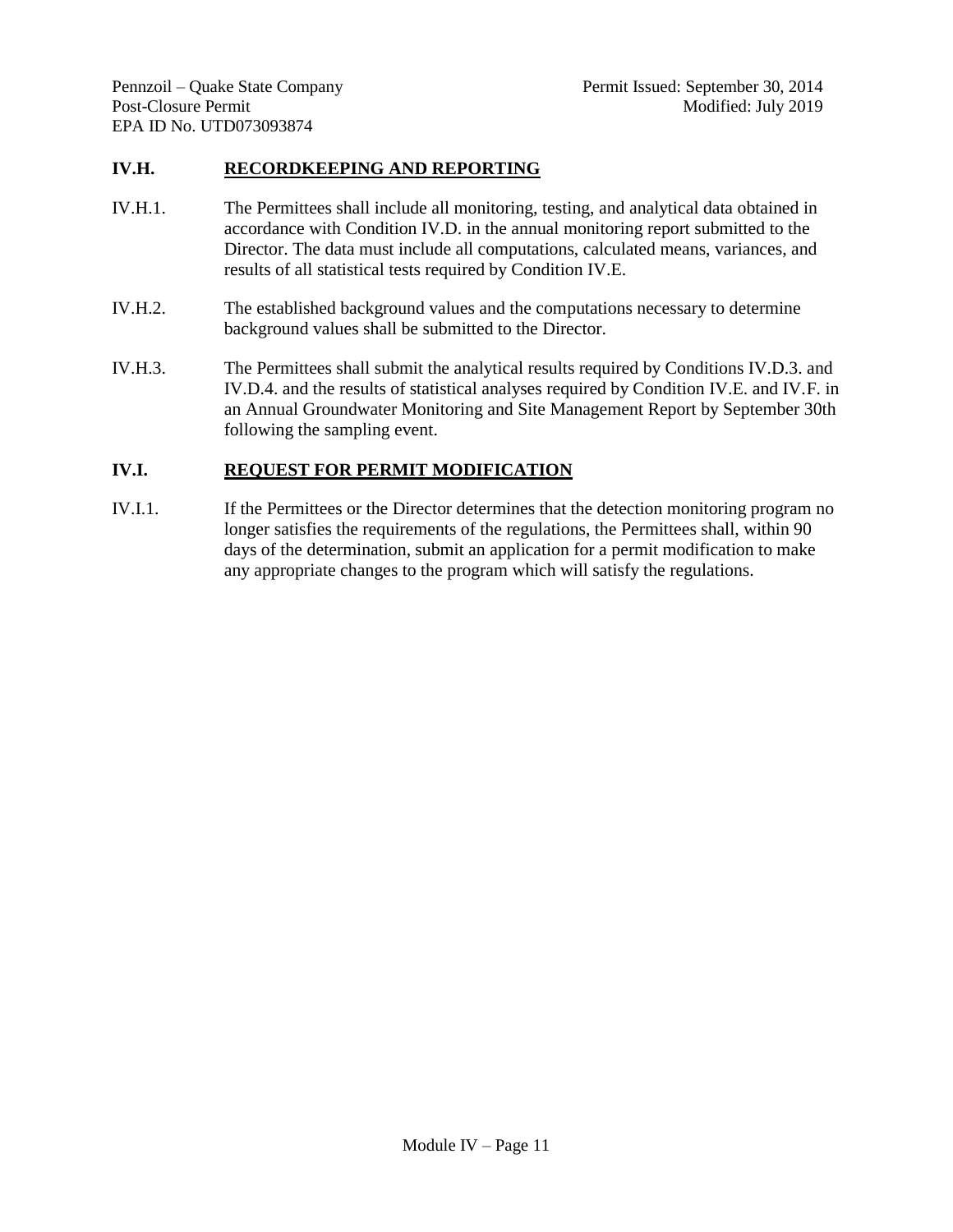## IV.H. RECORDKEEPING AND REPORTING

IV.H.1. The Permittees shall include all monitoring, testing, and analytical data obtained in accordance with Condition IV.D. in the annual monitoring report submitted to the Director. The data must include all computations, calculated means, variances, and results of all statistical tests required by Condition IV.E.

IV.H.2. The established background values and the computations necessary to determine background values shall be submitted to the Director.

IV.H.3. The Permittees shall submit the analytical results required by Conditions IV.D.3. and IV.D.4. and the results of statistical analyses required by Condition IV.E. and IV.F. in an Annual Groundwater Monitoring and Site Management Report by September 30th following the sampling event.

## IV.I. REQUEST FOR PERMIT MODIFICATION

IV.I.1. If the Permittees or the Director determines that the detection monitoring program no longer satisfies the requirements of the regulations, the Permittees shall, within 90 days of the determination, submit an application for a permit modification to make any appropriate changes to the program which will satisfy the regulations.